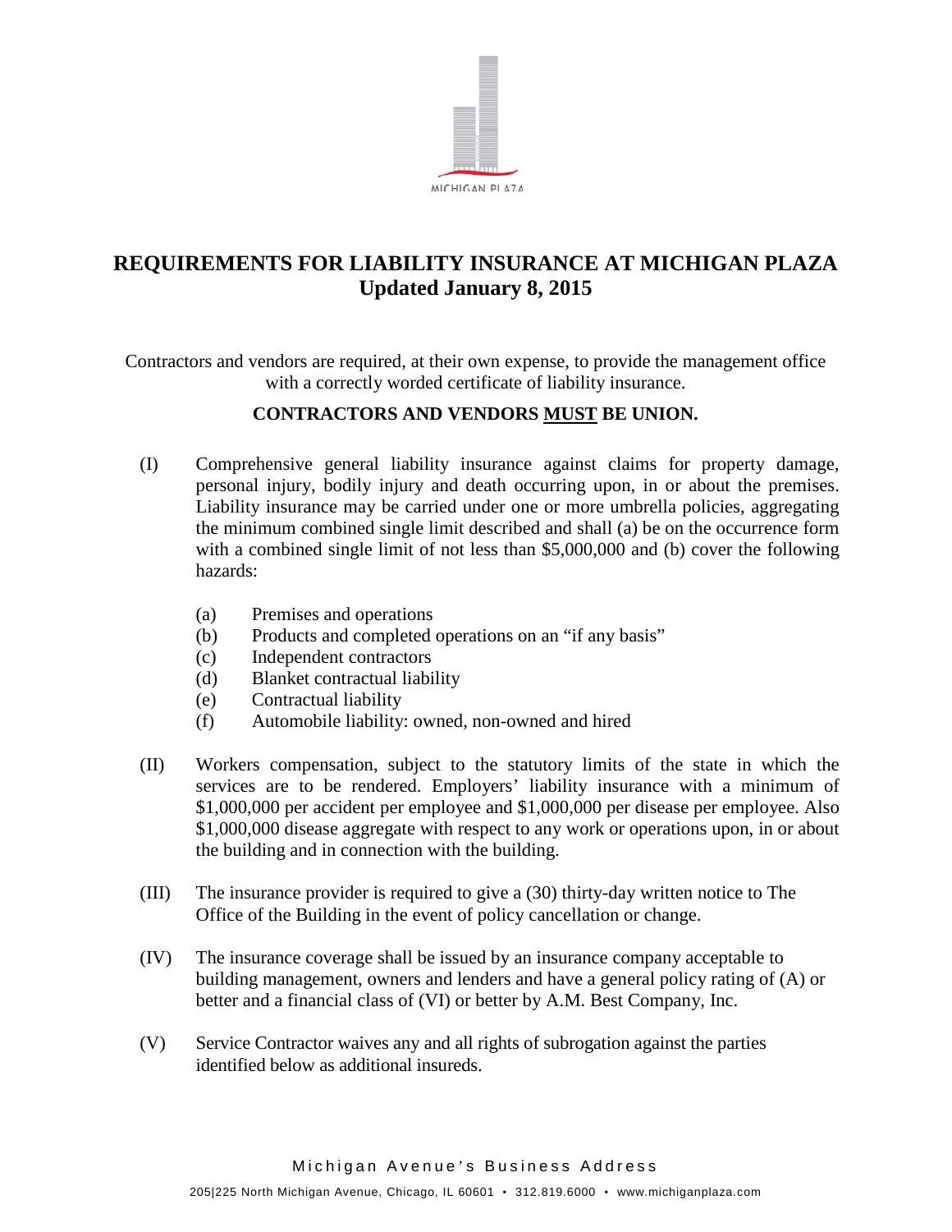MICHIGAN PLAZA

# REQUIREMENTS FOR LIABILITY INSURANCE AT MICHIGAN PLAZA
## Updated January 8, 2015

Contractors and vendors are required, at their own expense, to provide the management office with a correctly worded certificate of liability insurance.

**CONTRACTORS AND VENDORS MUST BE UNION.**

(I) Comprehensive general liability insurance against claims for property damage, personal injury, bodily injury and death occurring upon, in or about the premises. Liability insurance may be carried under one or more umbrella policies, aggregating the minimum combined single limit described and shall (a) be on the occurrence form with a combined single limit of not less than $5,000,000 and (b) cover the following hazards:

- (a) Premises and operations
- (b) Products and completed operations on an "if any basis"
- (c) Independent contractors
- (d) Blanket contractual liability
- (e) Contractual liability
- (f) Automobile liability: owned, non-owned and hired

(II) Workers compensation, subject to the statutory limits of the state in which the services are to be rendered. Employers' liability insurance with a minimum of $1,000,000 per accident per employee and $1,000,000 per disease per employee. Also $1,000,000 disease aggregate with respect to any work or operations upon, in or about the building and in connection with the building.

(III) The insurance provider is required to give a (30) thirty-day written notice to The Office of the Building in the event of policy cancellation or change.

(IV) The insurance coverage shall be issued by an insurance company acceptable to building management, owners and lenders and have a general policy rating of (A) or better and a financial class of (VI) or better by A.M. Best Company, Inc.

(V) Service Contractor waives any and all rights of subrogation against the parties identified below as additional insureds.

Michigan Avenue's Business Address

205|225 North Michigan Avenue, Chicago, IL 60601 • 312.819.6000 • www.michiganplaza.com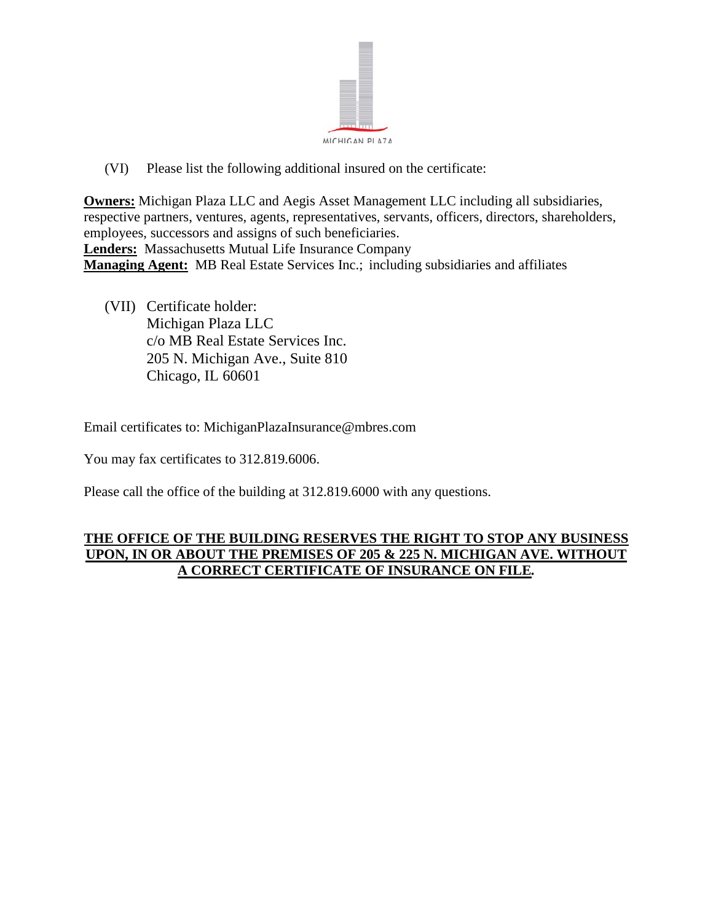MICHIGAN PLAZA

(VI) Please list the following additional insured on the certificate:

**Owners:** Michigan Plaza LLC and Aegis Asset Management LLC including all subsidiaries, respective partners, ventures, agents, representatives, servants, officers, directors, shareholders, employees, successors and assigns of such beneficiaries.
**Lenders:** Massachusetts Mutual Life Insurance Company
**Managing Agent:** MB Real Estate Services Inc.; including subsidiaries and affiliates

(VII) Certificate holder:
Michigan Plaza LLC
c/o MB Real Estate Services Inc.
205 N. Michigan Ave., Suite 810
Chicago, IL 60601

Email certificates to: MichiganPlazaInsurance@mbres.com

You may fax certificates to 312.819.6006.

Please call the office of the building at 312.819.6000 with any questions.

**THE OFFICE OF THE BUILDING RESERVES THE RIGHT TO STOP ANY BUSINESS UPON, IN OR ABOUT THE PREMISES OF 205 & 225 N. MICHIGAN AVE. WITHOUT A CORRECT CERTIFICATE OF INSURANCE ON FILE.**